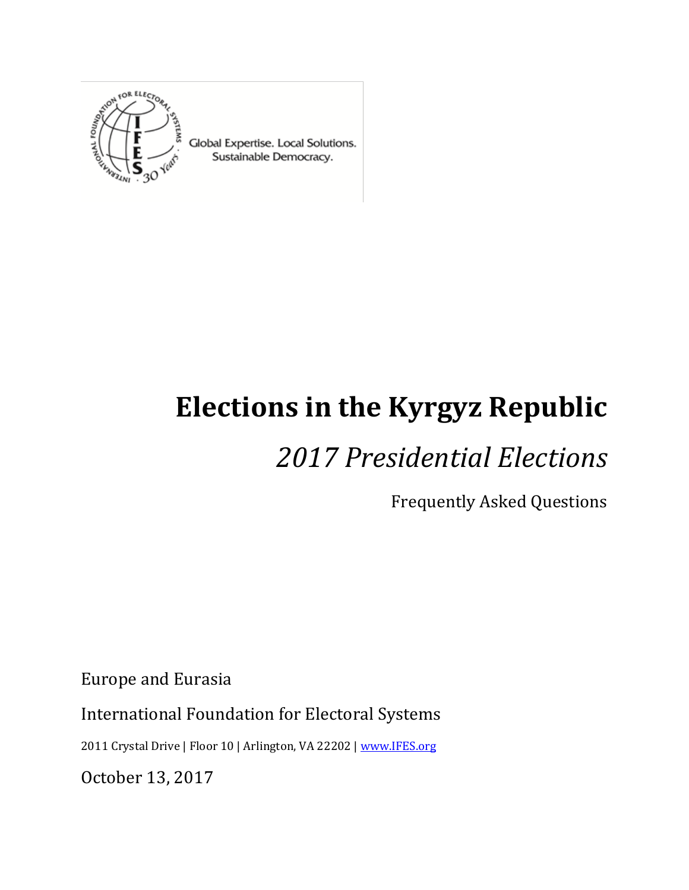Global Expertise. Local Solutions. Sustainable Democracy.

# Elections in the Kyrgyz Republic

## *2017 Presidential Elections*

Frequently Asked Questions

Europe and Eurasia

International Foundation for Electoral Systems

2011 Crystal Drive | Floor 10 | Arlington, VA 22202 | [www.IFES.org](http://www.IFES.org)

October 13, 2017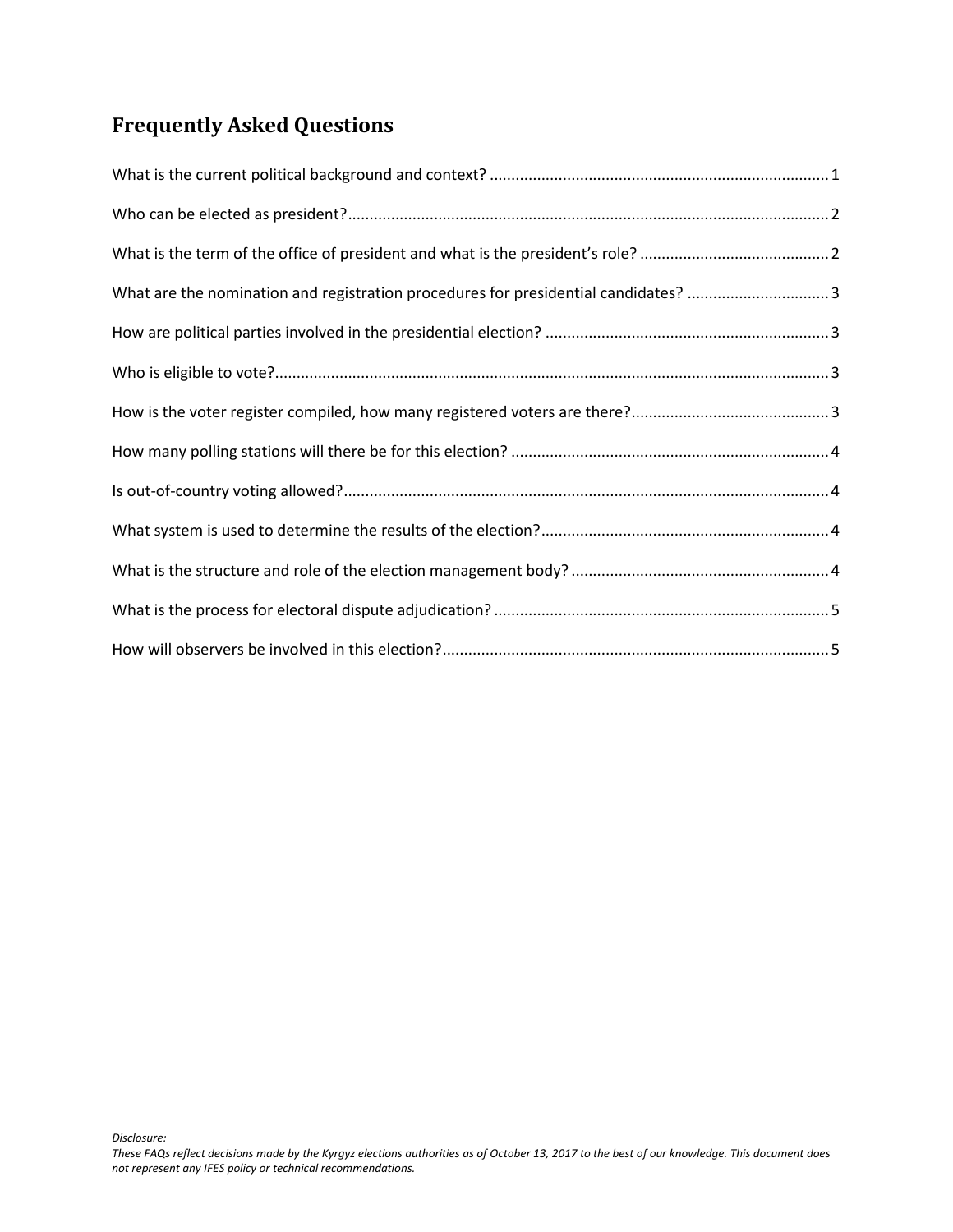# Frequently Asked Questions

What is the current political background and context? .......... 1

Who can be elected as president? .......... 2

What is the term of the office of president and what is the president's role? .......... 2

What are the nomination and registration procedures for presidential candidates? .......... 3

How are political parties involved in the presidential election? .......... 3

Who is eligible to vote? .......... 3

How is the voter register compiled, how many registered voters are there? .......... 3

How many polling stations will there be for this election? .......... 4

Is out-of-country voting allowed? .......... 4

What system is used to determine the results of the election? .......... 4

What is the structure and role of the election management body? .......... 4

What is the process for electoral dispute adjudication? .......... 5

How will observers be involved in this election? .......... 5

*Disclosure:*
*These FAQs reflect decisions made by the Kyrgyz elections authorities as of October 13, 2017 to the best of our knowledge. This document does not represent any IFES policy or technical recommendations.*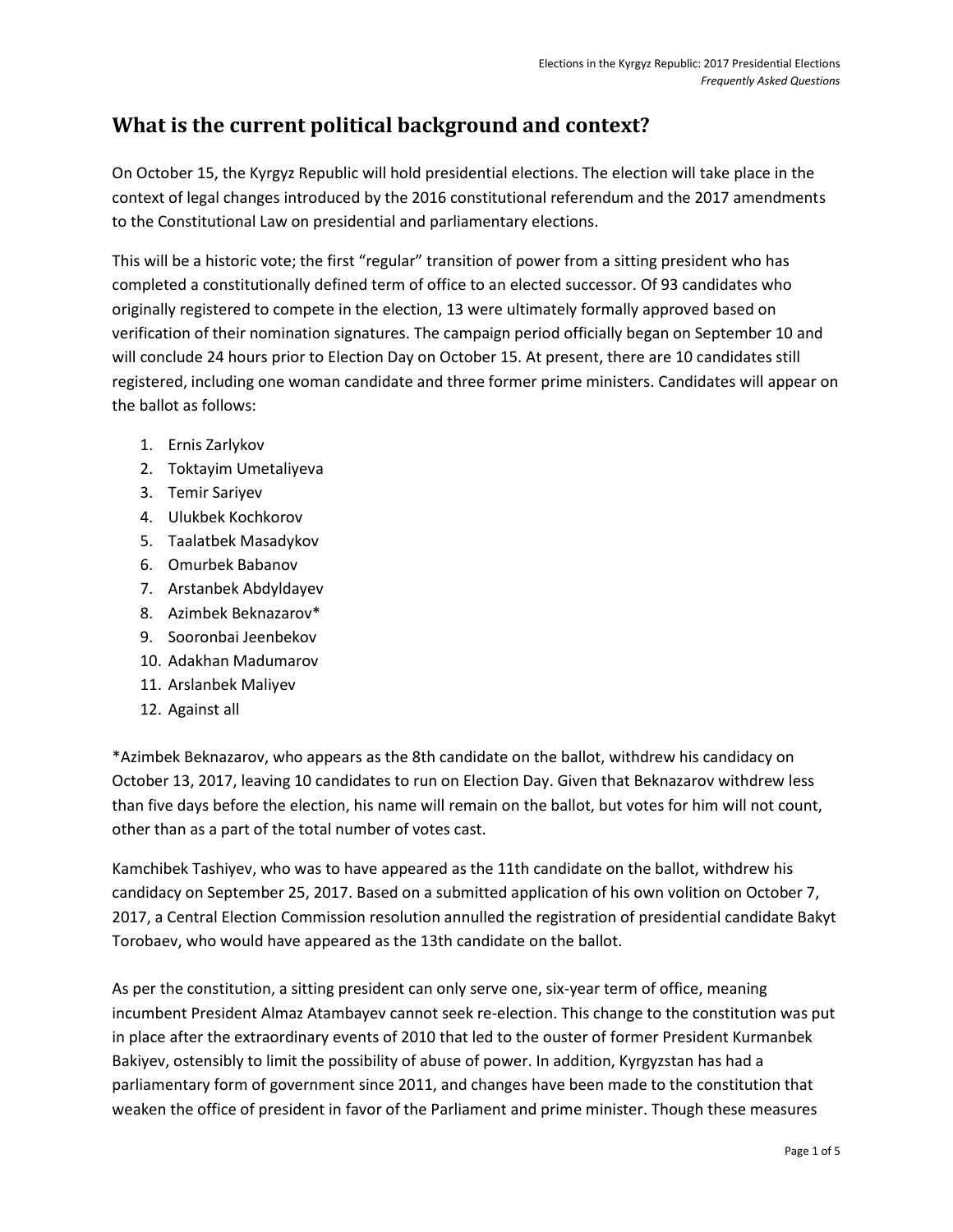## What is the current political background and context?

On October 15, the Kyrgyz Republic will hold presidential elections. The election will take place in the context of legal changes introduced by the 2016 constitutional referendum and the 2017 amendments to the Constitutional Law on presidential and parliamentary elections.

This will be a historic vote; the first "regular" transition of power from a sitting president who has completed a constitutionally defined term of office to an elected successor. Of 93 candidates who originally registered to compete in the election, 13 were ultimately formally approved based on verification of their nomination signatures. The campaign period officially began on September 10 and will conclude 24 hours prior to Election Day on October 15. At present, there are 10 candidates still registered, including one woman candidate and three former prime ministers. Candidates will appear on the ballot as follows:

1. Ernis Zarlykov
2. Toktayim Umetaliyeva
3. Temir Sariyev
4. Ulukbek Kochkorov
5. Taalatbek Masadykov
6. Omurbek Babanov
7. Arstanbek Abdyldayev
8. Azimbek Beknazarov*
9. Sooronbai Jeenbekov
10. Adakhan Madumarov
11. Arslanbek Maliyev
12. Against all

*Azimbek Beknazarov, who appears as the 8th candidate on the ballot, withdrew his candidacy on October 13, 2017, leaving 10 candidates to run on Election Day. Given that Beknazarov withdrew less than five days before the election, his name will remain on the ballot, but votes for him will not count, other than as a part of the total number of votes cast.

Kamchibek Tashiyev, who was to have appeared as the 11th candidate on the ballot, withdrew his candidacy on September 25, 2017. Based on a submitted application of his own volition on October 7, 2017, a Central Election Commission resolution annulled the registration of presidential candidate Bakyt Torobaev, who would have appeared as the 13th candidate on the ballot.

As per the constitution, a sitting president can only serve one, six-year term of office, meaning incumbent President Almaz Atambayev cannot seek re-election. This change to the constitution was put in place after the extraordinary events of 2010 that led to the ouster of former President Kurmanbek Bakiyev, ostensibly to limit the possibility of abuse of power. In addition, Kyrgyzstan has had a parliamentary form of government since 2011, and changes have been made to the constitution that weaken the office of president in favor of the Parliament and prime minister. Though these measures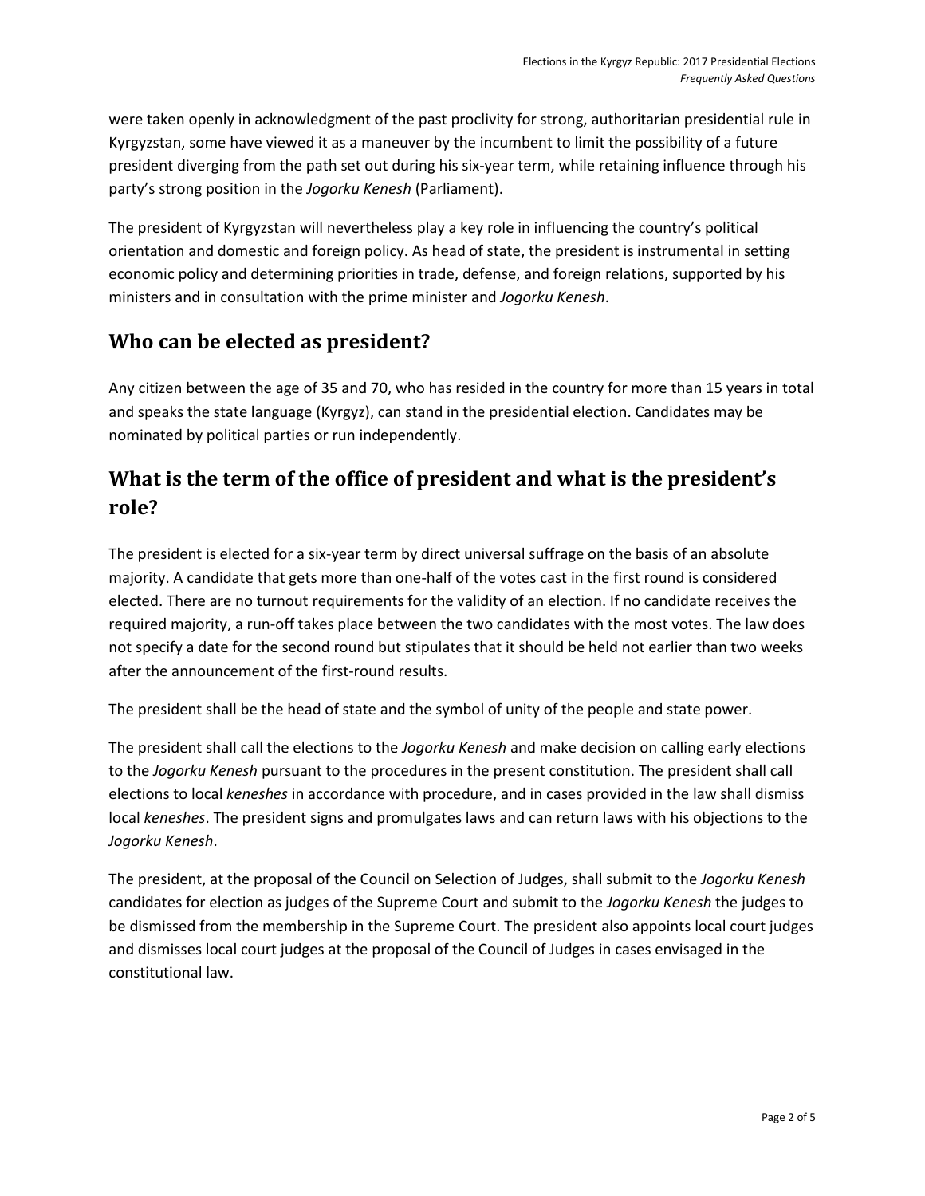were taken openly in acknowledgment of the past proclivity for strong, authoritarian presidential rule in Kyrgyzstan, some have viewed it as a maneuver by the incumbent to limit the possibility of a future president diverging from the path set out during his six-year term, while retaining influence through his party's strong position in the *Jogorku Kenesh* (Parliament).

The president of Kyrgyzstan will nevertheless play a key role in influencing the country's political orientation and domestic and foreign policy. As head of state, the president is instrumental in setting economic policy and determining priorities in trade, defense, and foreign relations, supported by his ministers and in consultation with the prime minister and *Jogorku Kenesh*.

## Who can be elected as president?

Any citizen between the age of 35 and 70, who has resided in the country for more than 15 years in total and speaks the state language (Kyrgyz), can stand in the presidential election. Candidates may be nominated by political parties or run independently.

## What is the term of the office of president and what is the president's role?

The president is elected for a six-year term by direct universal suffrage on the basis of an absolute majority. A candidate that gets more than one-half of the votes cast in the first round is considered elected. There are no turnout requirements for the validity of an election. If no candidate receives the required majority, a run-off takes place between the two candidates with the most votes. The law does not specify a date for the second round but stipulates that it should be held not earlier than two weeks after the announcement of the first-round results.

The president shall be the head of state and the symbol of unity of the people and state power.

The president shall call the elections to the *Jogorku Kenesh* and make decision on calling early elections to the *Jogorku Kenesh* pursuant to the procedures in the present constitution. The president shall call elections to local *keneshes* in accordance with procedure, and in cases provided in the law shall dismiss local *keneshes*. The president signs and promulgates laws and can return laws with his objections to the *Jogorku Kenesh*.

The president, at the proposal of the Council on Selection of Judges, shall submit to the *Jogorku Kenesh* candidates for election as judges of the Supreme Court and submit to the *Jogorku Kenesh* the judges to be dismissed from the membership in the Supreme Court. The president also appoints local court judges and dismisses local court judges at the proposal of the Council of Judges in cases envisaged in the constitutional law.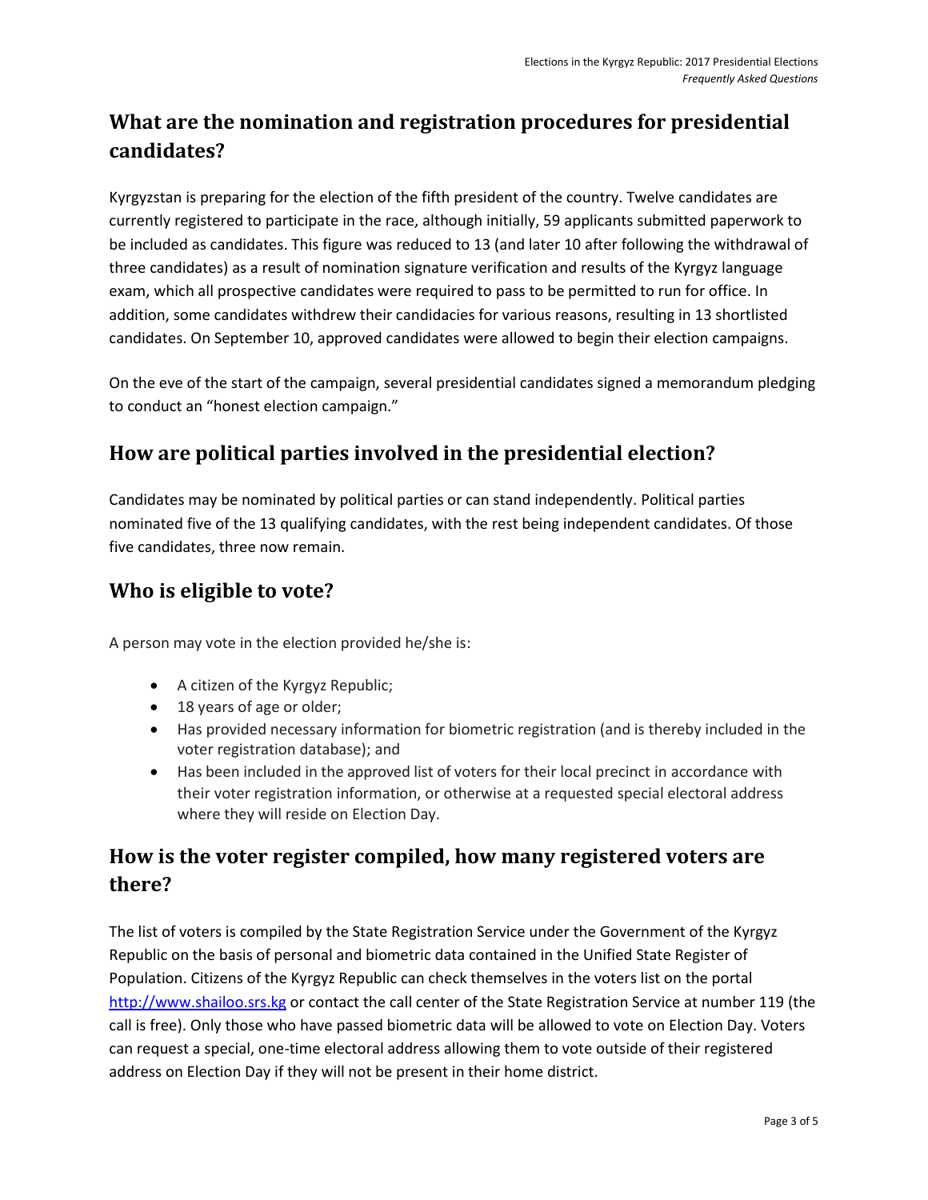## What are the nomination and registration procedures for presidential candidates?

Kyrgyzstan is preparing for the election of the fifth president of the country. Twelve candidates are currently registered to participate in the race, although initially, 59 applicants submitted paperwork to be included as candidates. This figure was reduced to 13 (and later 10 after following the withdrawal of three candidates) as a result of nomination signature verification and results of the Kyrgyz language exam, which all prospective candidates were required to pass to be permitted to run for office. In addition, some candidates withdrew their candidacies for various reasons, resulting in 13 shortlisted candidates. On September 10, approved candidates were allowed to begin their election campaigns.

On the eve of the start of the campaign, several presidential candidates signed a memorandum pledging to conduct an "honest election campaign."

## How are political parties involved in the presidential election?

Candidates may be nominated by political parties or can stand independently. Political parties nominated five of the 13 qualifying candidates, with the rest being independent candidates. Of those five candidates, three now remain.

## Who is eligible to vote?

A person may vote in the election provided he/she is:

- A citizen of the Kyrgyz Republic;
- 18 years of age or older;
- Has provided necessary information for biometric registration (and is thereby included in the voter registration database); and
- Has been included in the approved list of voters for their local precinct in accordance with their voter registration information, or otherwise at a requested special electoral address where they will reside on Election Day.

## How is the voter register compiled, how many registered voters are there?

The list of voters is compiled by the State Registration Service under the Government of the Kyrgyz Republic on the basis of personal and biometric data contained in the Unified State Register of Population. Citizens of the Kyrgyz Republic can check themselves in the voters list on the portal http://www.shailoo.srs.kg or contact the call center of the State Registration Service at number 119 (the call is free). Only those who have passed biometric data will be allowed to vote on Election Day. Voters can request a special, one-time electoral address allowing them to vote outside of their registered address on Election Day if they will not be present in their home district.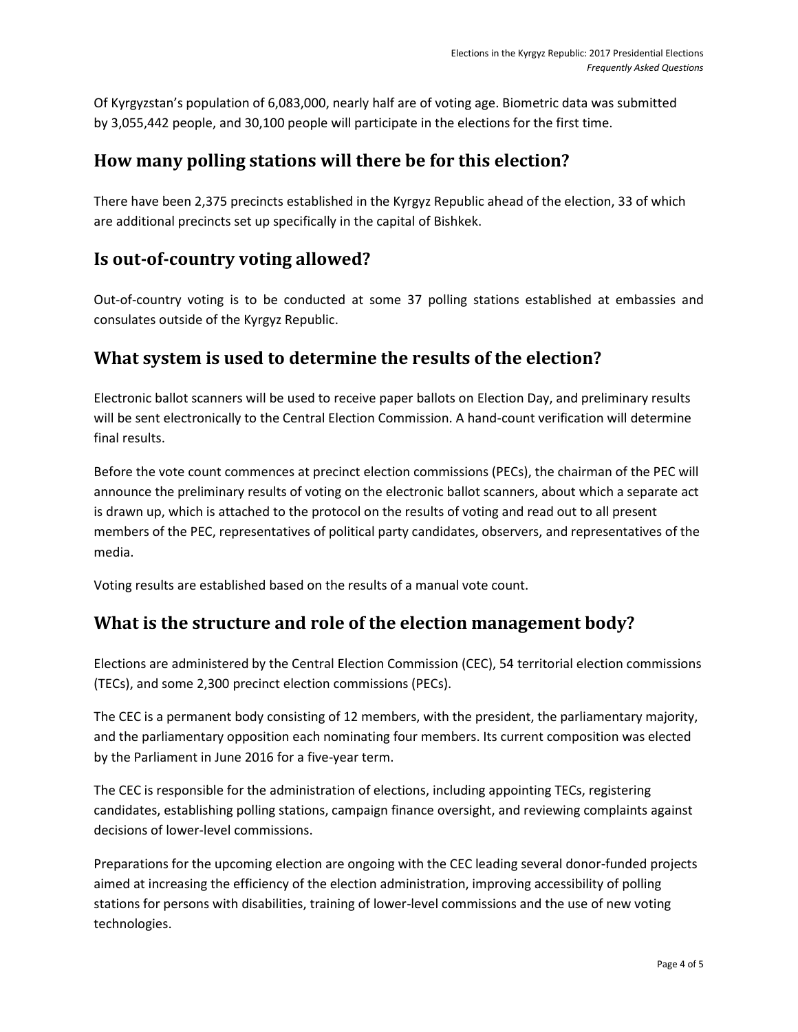Of Kyrgyzstan's population of 6,083,000, nearly half are of voting age. Biometric data was submitted by 3,055,442 people, and 30,100 people will participate in the elections for the first time.

## How many polling stations will there be for this election?

There have been 2,375 precincts established in the Kyrgyz Republic ahead of the election, 33 of which are additional precincts set up specifically in the capital of Bishkek.

## Is out-of-country voting allowed?

Out-of-country voting is to be conducted at some 37 polling stations established at embassies and consulates outside of the Kyrgyz Republic.

## What system is used to determine the results of the election?

Electronic ballot scanners will be used to receive paper ballots on Election Day, and preliminary results will be sent electronically to the Central Election Commission. A hand-count verification will determine final results.

Before the vote count commences at precinct election commissions (PECs), the chairman of the PEC will announce the preliminary results of voting on the electronic ballot scanners, about which a separate act is drawn up, which is attached to the protocol on the results of voting and read out to all present members of the PEC, representatives of political party candidates, observers, and representatives of the media.

Voting results are established based on the results of a manual vote count.

## What is the structure and role of the election management body?

Elections are administered by the Central Election Commission (CEC), 54 territorial election commissions (TECs), and some 2,300 precinct election commissions (PECs).

The CEC is a permanent body consisting of 12 members, with the president, the parliamentary majority, and the parliamentary opposition each nominating four members. Its current composition was elected by the Parliament in June 2016 for a five-year term.

The CEC is responsible for the administration of elections, including appointing TECs, registering candidates, establishing polling stations, campaign finance oversight, and reviewing complaints against decisions of lower-level commissions.

Preparations for the upcoming election are ongoing with the CEC leading several donor-funded projects aimed at increasing the efficiency of the election administration, improving accessibility of polling stations for persons with disabilities, training of lower-level commissions and the use of new voting technologies.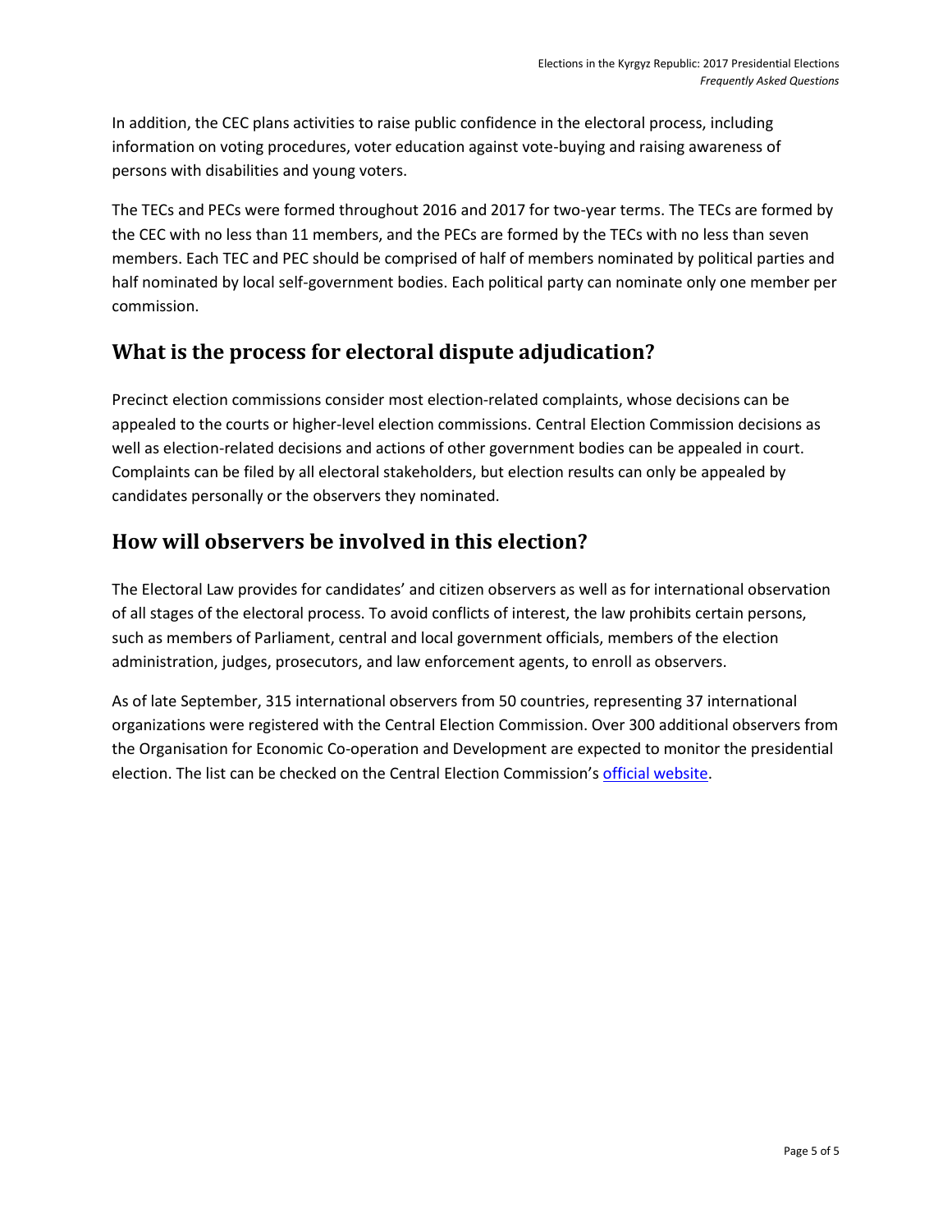In addition, the CEC plans activities to raise public confidence in the electoral process, including information on voting procedures, voter education against vote-buying and raising awareness of persons with disabilities and young voters.

The TECs and PECs were formed throughout 2016 and 2017 for two-year terms. The TECs are formed by the CEC with no less than 11 members, and the PECs are formed by the TECs with no less than seven members. Each TEC and PEC should be comprised of half of members nominated by political parties and half nominated by local self-government bodies. Each political party can nominate only one member per commission.

## What is the process for electoral dispute adjudication?

Precinct election commissions consider most election-related complaints, whose decisions can be appealed to the courts or higher-level election commissions. Central Election Commission decisions as well as election-related decisions and actions of other government bodies can be appealed in court. Complaints can be filed by all electoral stakeholders, but election results can only be appealed by candidates personally or the observers they nominated.

## How will observers be involved in this election?

The Electoral Law provides for candidates' and citizen observers as well as for international observation of all stages of the electoral process. To avoid conflicts of interest, the law prohibits certain persons, such as members of Parliament, central and local government officials, members of the election administration, judges, prosecutors, and law enforcement agents, to enroll as observers.

As of late September, 315 international observers from 50 countries, representing 37 international organizations were registered with the Central Election Commission. Over 300 additional observers from the Organisation for Economic Co-operation and Development are expected to monitor the presidential election. The list can be checked on the Central Election Commission's official website.